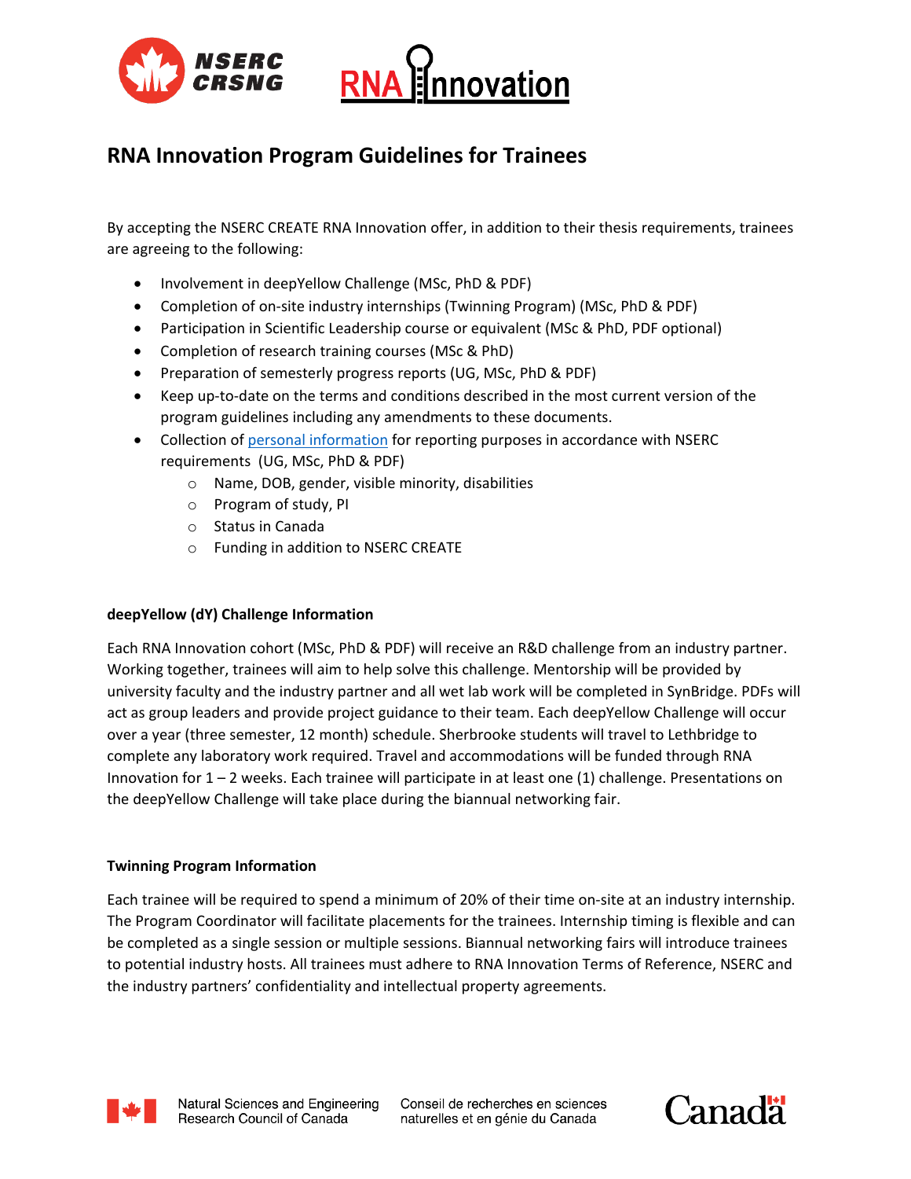# RNA Innovation Program Guidelines for Trainees

By accepting the NSERC CREATE RNA Innovation offer, in addition to their thesis requirements, trainees are agreeing to the following:

- Involvement in deepYellow Challenge (MSc, PhD & PDF)
- Completion of on-site industry internships (Twinning Program) (MSc, PhD & PDF)
- Participation in Scientific Leadership course or equivalent (MSc & PhD, PDF optional)
- Completion of research training courses (MSc & PhD)
- Preparation of semesterly progress reports (UG, MSc, PhD & PDF)
- Keep up-to-date on the terms and conditions described in the most current version of the program guidelines including any amendments to these documents.
- Collection of personal information for reporting purposes in accordance with NSERC requirements (UG, MSc, PhD & PDF)
  - Name, DOB, gender, visible minority, disabilities
  - Program of study, PI
  - Status in Canada
  - Funding in addition to NSERC CREATE

**deepYellow (dY) Challenge Information**

Each RNA Innovation cohort (MSc, PhD & PDF) will receive an R&D challenge from an industry partner. Working together, trainees will aim to help solve this challenge. Mentorship will be provided by university faculty and the industry partner and all wet lab work will be completed in SynBridge. PDFs will act as group leaders and provide project guidance to their team. Each deepYellow Challenge will occur over a year (three semester, 12 month) schedule. Sherbrooke students will travel to Lethbridge to complete any laboratory work required. Travel and accommodations will be funded through RNA Innovation for 1 – 2 weeks. Each trainee will participate in at least one (1) challenge. Presentations on the deepYellow Challenge will take place during the biannual networking fair.

**Twinning Program Information**

Each trainee will be required to spend a minimum of 20% of their time on-site at an industry internship. The Program Coordinator will facilitate placements for the trainees. Internship timing is flexible and can be completed as a single session or multiple sessions. Biannual networking fairs will introduce trainees to potential industry hosts. All trainees must adhere to RNA Innovation Terms of Reference, NSERC and the industry partners' confidentiality and intellectual property agreements.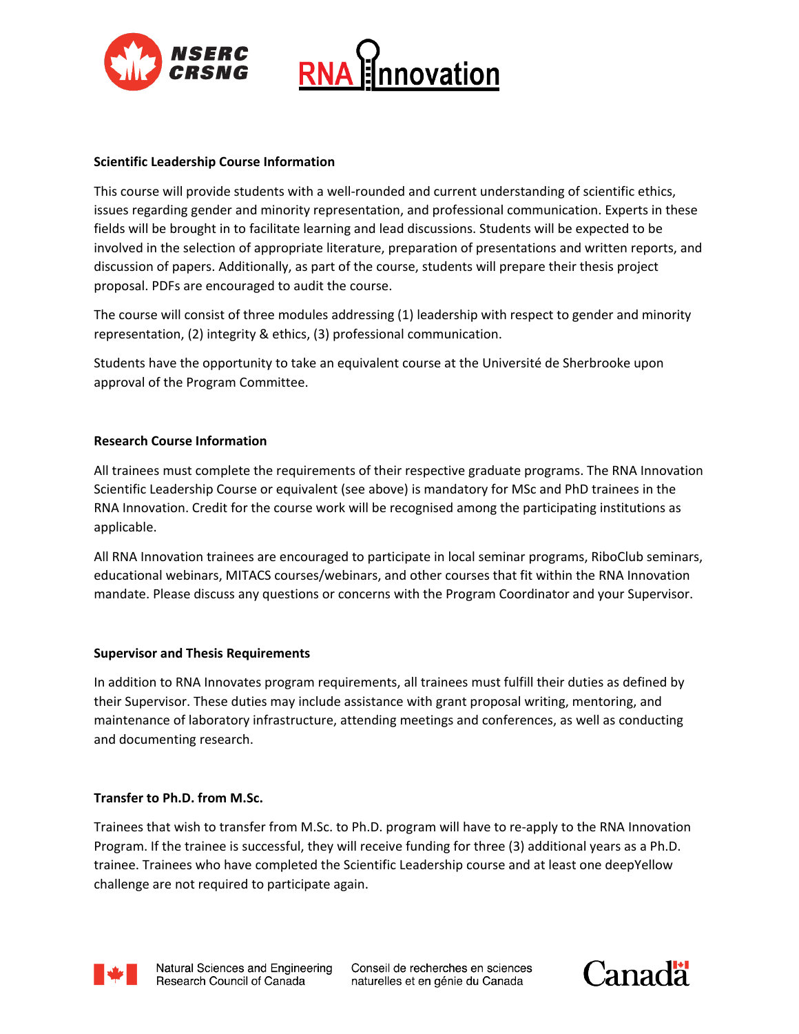**Scientific Leadership Course Information**

This course will provide students with a well-rounded and current understanding of scientific ethics, issues regarding gender and minority representation, and professional communication. Experts in these fields will be brought in to facilitate learning and lead discussions. Students will be expected to be involved in the selection of appropriate literature, preparation of presentations and written reports, and discussion of papers. Additionally, as part of the course, students will prepare their thesis project proposal. PDFs are encouraged to audit the course.

The course will consist of three modules addressing (1) leadership with respect to gender and minority representation, (2) integrity & ethics, (3) professional communication.

Students have the opportunity to take an equivalent course at the Université de Sherbrooke upon approval of the Program Committee.

**Research Course Information**

All trainees must complete the requirements of their respective graduate programs. The RNA Innovation Scientific Leadership Course or equivalent (see above) is mandatory for MSc and PhD trainees in the RNA Innovation. Credit for the course work will be recognised among the participating institutions as applicable.

All RNA Innovation trainees are encouraged to participate in local seminar programs, RiboClub seminars, educational webinars, MITACS courses/webinars, and other courses that fit within the RNA Innovation mandate. Please discuss any questions or concerns with the Program Coordinator and your Supervisor.

**Supervisor and Thesis Requirements**

In addition to RNA Innovates program requirements, all trainees must fulfill their duties as defined by their Supervisor. These duties may include assistance with grant proposal writing, mentoring, and maintenance of laboratory infrastructure, attending meetings and conferences, as well as conducting and documenting research.

**Transfer to Ph.D. from M.Sc.**

Trainees that wish to transfer from M.Sc. to Ph.D. program will have to re-apply to the RNA Innovation Program. If the trainee is successful, they will receive funding for three (3) additional years as a Ph.D. trainee. Trainees who have completed the Scientific Leadership course and at least one deepYellow challenge are not required to participate again.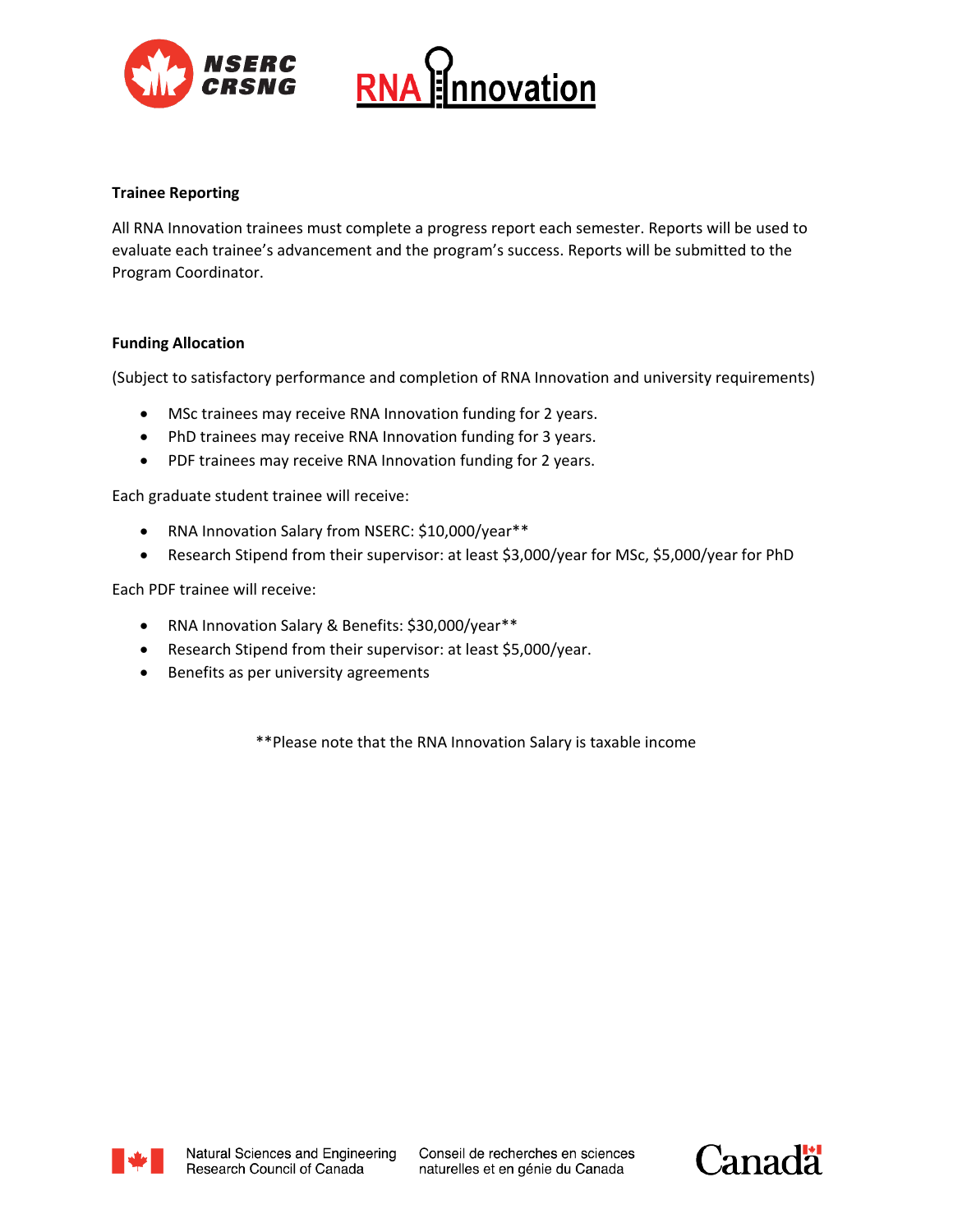**Trainee Reporting**

All RNA Innovation trainees must complete a progress report each semester. Reports will be used to evaluate each trainee's advancement and the program's success. Reports will be submitted to the Program Coordinator.

**Funding Allocation**

(Subject to satisfactory performance and completion of RNA Innovation and university requirements)

- MSc trainees may receive RNA Innovation funding for 2 years.
- PhD trainees may receive RNA Innovation funding for 3 years.
- PDF trainees may receive RNA Innovation funding for 2 years.

Each graduate student trainee will receive:

- RNA Innovation Salary from NSERC: $10,000/year**
- Research Stipend from their supervisor: at least $3,000/year for MSc, $5,000/year for PhD

Each PDF trainee will receive:

- RNA Innovation Salary & Benefits: $30,000/year**
- Research Stipend from their supervisor: at least $5,000/year.
- Benefits as per university agreements

**Please note that the RNA Innovation Salary is taxable income